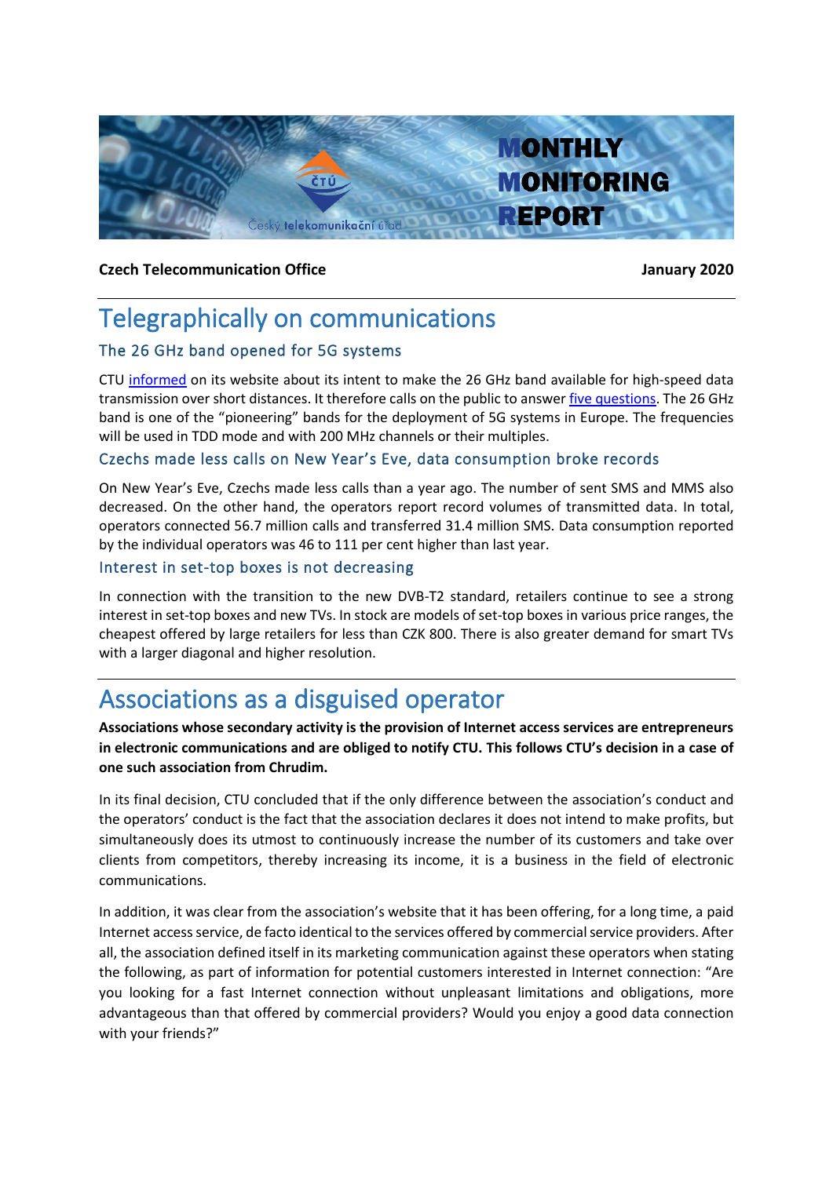# MONTHLY MONITORING REPORT

**Czech Telecommunication Office** **January 2020**

# Telegraphically on communications

## The 26 GHz band opened for 5G systems

CTU informed on its website about its intent to make the 26 GHz band available for high-speed data transmission over short distances. It therefore calls on the public to answer five questions. The 26 GHz band is one of the "pioneering" bands for the deployment of 5G systems in Europe. The frequencies will be used in TDD mode and with 200 MHz channels or their multiples.

## Czechs made less calls on New Year's Eve, data consumption broke records

On New Year's Eve, Czechs made less calls than a year ago. The number of sent SMS and MMS also decreased. On the other hand, the operators report record volumes of transmitted data. In total, operators connected 56.7 million calls and transferred 31.4 million SMS. Data consumption reported by the individual operators was 46 to 111 per cent higher than last year.

## Interest in set-top boxes is not decreasing

In connection with the transition to the new DVB-T2 standard, retailers continue to see a strong interest in set-top boxes and new TVs. In stock are models of set-top boxes in various price ranges, the cheapest offered by large retailers for less than CZK 800. There is also greater demand for smart TVs with a larger diagonal and higher resolution.

# Associations as a disguised operator

**Associations whose secondary activity is the provision of Internet access services are entrepreneurs in electronic communications and are obliged to notify CTU. This follows CTU's decision in a case of one such association from Chrudim.**

In its final decision, CTU concluded that if the only difference between the association's conduct and the operators' conduct is the fact that the association declares it does not intend to make profits, but simultaneously does its utmost to continuously increase the number of its customers and take over clients from competitors, thereby increasing its income, it is a business in the field of electronic communications.

In addition, it was clear from the association's website that it has been offering, for a long time, a paid Internet access service, de facto identical to the services offered by commercial service providers. After all, the association defined itself in its marketing communication against these operators when stating the following, as part of information for potential customers interested in Internet connection: "Are you looking for a fast Internet connection without unpleasant limitations and obligations, more advantageous than that offered by commercial providers? Would you enjoy a good data connection with your friends?"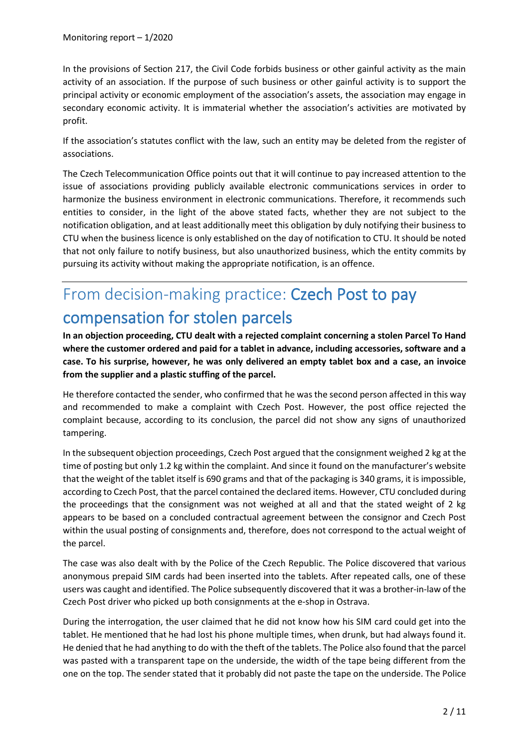In the provisions of Section 217, the Civil Code forbids business or other gainful activity as the main activity of an association. If the purpose of such business or other gainful activity is to support the principal activity or economic employment of the association's assets, the association may engage in secondary economic activity. It is immaterial whether the association's activities are motivated by profit.

If the association's statutes conflict with the law, such an entity may be deleted from the register of associations.

The Czech Telecommunication Office points out that it will continue to pay increased attention to the issue of associations providing publicly available electronic communications services in order to harmonize the business environment in electronic communications. Therefore, it recommends such entities to consider, in the light of the above stated facts, whether they are not subject to the notification obligation, and at least additionally meet this obligation by duly notifying their business to CTU when the business licence is only established on the day of notification to CTU. It should be noted that not only failure to notify business, but also unauthorized business, which the entity commits by pursuing its activity without making the appropriate notification, is an offence.

---

# From decision-making practice: Czech Post to pay compensation for stolen parcels

**In an objection proceeding, CTU dealt with a rejected complaint concerning a stolen Parcel To Hand where the customer ordered and paid for a tablet in advance, including accessories, software and a case. To his surprise, however, he was only delivered an empty tablet box and a case, an invoice from the supplier and a plastic stuffing of the parcel.**

He therefore contacted the sender, who confirmed that he was the second person affected in this way and recommended to make a complaint with Czech Post. However, the post office rejected the complaint because, according to its conclusion, the parcel did not show any signs of unauthorized tampering.

In the subsequent objection proceedings, Czech Post argued that the consignment weighed 2 kg at the time of posting but only 1.2 kg within the complaint. And since it found on the manufacturer's website that the weight of the tablet itself is 690 grams and that of the packaging is 340 grams, it is impossible, according to Czech Post, that the parcel contained the declared items. However, CTU concluded during the proceedings that the consignment was not weighed at all and that the stated weight of 2 kg appears to be based on a concluded contractual agreement between the consignor and Czech Post within the usual posting of consignments and, therefore, does not correspond to the actual weight of the parcel.

The case was also dealt with by the Police of the Czech Republic. The Police discovered that various anonymous prepaid SIM cards had been inserted into the tablets. After repeated calls, one of these users was caught and identified. The Police subsequently discovered that it was a brother-in-law of the Czech Post driver who picked up both consignments at the e-shop in Ostrava.

During the interrogation, the user claimed that he did not know how his SIM card could get into the tablet. He mentioned that he had lost his phone multiple times, when drunk, but had always found it. He denied that he had anything to do with the theft of the tablets. The Police also found that the parcel was pasted with a transparent tape on the underside, the width of the tape being different from the one on the top. The sender stated that it probably did not paste the tape on the underside. The Police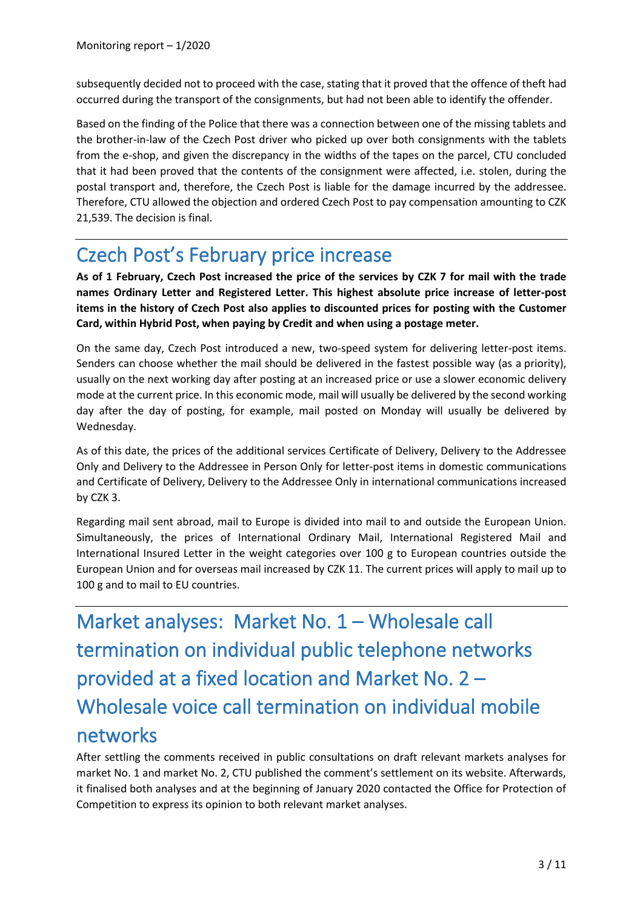subsequently decided not to proceed with the case, stating that it proved that the offence of theft had occurred during the transport of the consignments, but had not been able to identify the offender.

Based on the finding of the Police that there was a connection between one of the missing tablets and the brother-in-law of the Czech Post driver who picked up over both consignments with the tablets from the e-shop, and given the discrepancy in the widths of the tapes on the parcel, CTU concluded that it had been proved that the contents of the consignment were affected, i.e. stolen, during the postal transport and, therefore, the Czech Post is liable for the damage incurred by the addressee. Therefore, CTU allowed the objection and ordered Czech Post to pay compensation amounting to CZK 21,539. The decision is final.

# Czech Post's February price increase

**As of 1 February, Czech Post increased the price of the services by CZK 7 for mail with the trade names Ordinary Letter and Registered Letter. This highest absolute price increase of letter-post items in the history of Czech Post also applies to discounted prices for posting with the Customer Card, within Hybrid Post, when paying by Credit and when using a postage meter.**

On the same day, Czech Post introduced a new, two-speed system for delivering letter-post items. Senders can choose whether the mail should be delivered in the fastest possible way (as a priority), usually on the next working day after posting at an increased price or use a slower economic delivery mode at the current price. In this economic mode, mail will usually be delivered by the second working day after the day of posting, for example, mail posted on Monday will usually be delivered by Wednesday.

As of this date, the prices of the additional services Certificate of Delivery, Delivery to the Addressee Only and Delivery to the Addressee in Person Only for letter-post items in domestic communications and Certificate of Delivery, Delivery to the Addressee Only in international communications increased by CZK 3.

Regarding mail sent abroad, mail to Europe is divided into mail to and outside the European Union. Simultaneously, the prices of International Ordinary Mail, International Registered Mail and International Insured Letter in the weight categories over 100 g to European countries outside the European Union and for overseas mail increased by CZK 11. The current prices will apply to mail up to 100 g and to mail to EU countries.

# Market analyses: Market No. 1 – Wholesale call termination on individual public telephone networks provided at a fixed location and Market No. 2 – Wholesale voice call termination on individual mobile networks

After settling the comments received in public consultations on draft relevant markets analyses for market No. 1 and market No. 2, CTU published the comment's settlement on its website. Afterwards, it finalised both analyses and at the beginning of January 2020 contacted the Office for Protection of Competition to express its opinion to both relevant market analyses.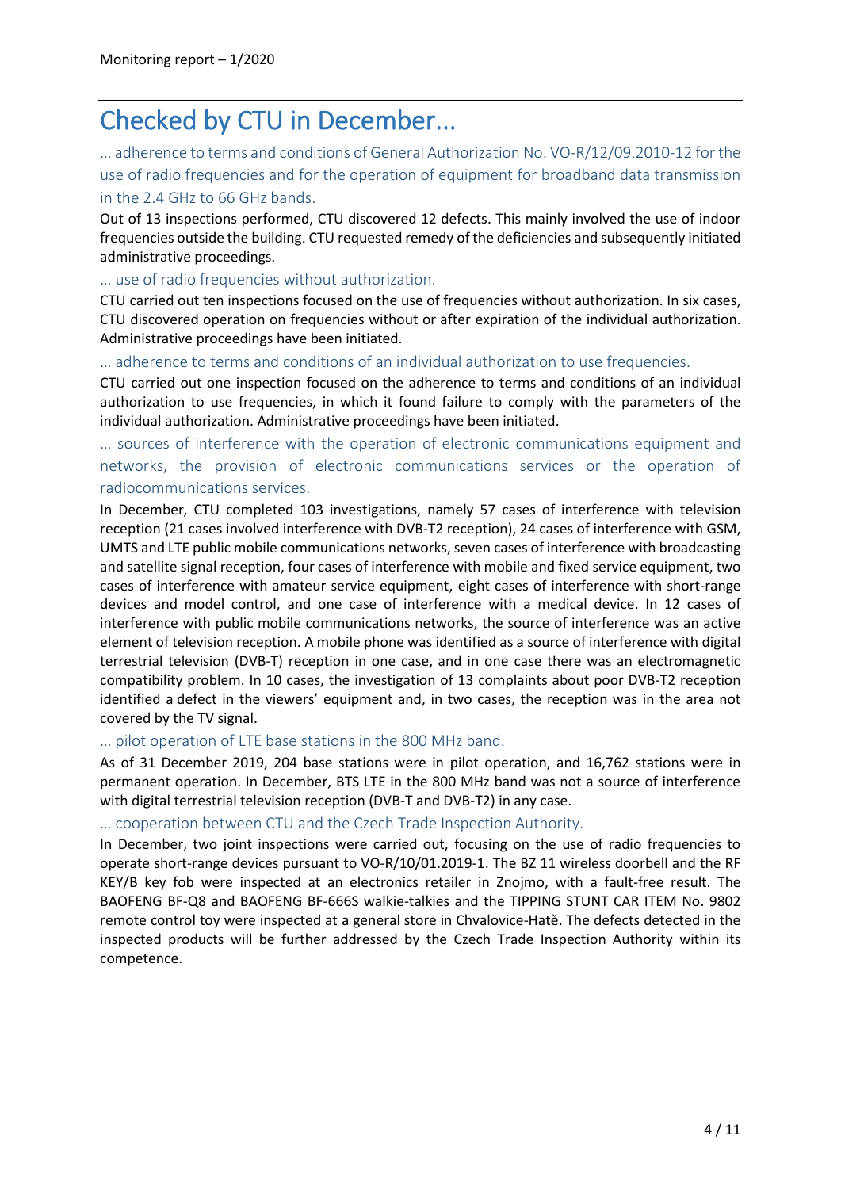# Checked by CTU in December...

### … adherence to terms and conditions of General Authorization No. VO-R/12/09.2010-12 for the use of radio frequencies and for the operation of equipment for broadband data transmission in the 2.4 GHz to 66 GHz bands.

Out of 13 inspections performed, CTU discovered 12 defects. This mainly involved the use of indoor frequencies outside the building. CTU requested remedy of the deficiencies and subsequently initiated administrative proceedings.

### … use of radio frequencies without authorization.

CTU carried out ten inspections focused on the use of frequencies without authorization. In six cases, CTU discovered operation on frequencies without or after expiration of the individual authorization. Administrative proceedings have been initiated.

### … adherence to terms and conditions of an individual authorization to use frequencies.

CTU carried out one inspection focused on the adherence to terms and conditions of an individual authorization to use frequencies, in which it found failure to comply with the parameters of the individual authorization. Administrative proceedings have been initiated.

### … sources of interference with the operation of electronic communications equipment and networks, the provision of electronic communications services or the operation of radiocommunications services.

In December, CTU completed 103 investigations, namely 57 cases of interference with television reception (21 cases involved interference with DVB-T2 reception), 24 cases of interference with GSM, UMTS and LTE public mobile communications networks, seven cases of interference with broadcasting and satellite signal reception, four cases of interference with mobile and fixed service equipment, two cases of interference with amateur service equipment, eight cases of interference with short-range devices and model control, and one case of interference with a medical device. In 12 cases of interference with public mobile communications networks, the source of interference was an active element of television reception. A mobile phone was identified as a source of interference with digital terrestrial television (DVB-T) reception in one case, and in one case there was an electromagnetic compatibility problem. In 10 cases, the investigation of 13 complaints about poor DVB-T2 reception identified a defect in the viewers' equipment and, in two cases, the reception was in the area not covered by the TV signal.

### … pilot operation of LTE base stations in the 800 MHz band.

As of 31 December 2019, 204 base stations were in pilot operation, and 16,762 stations were in permanent operation. In December, BTS LTE in the 800 MHz band was not a source of interference with digital terrestrial television reception (DVB-T and DVB-T2) in any case.

### … cooperation between CTU and the Czech Trade Inspection Authority.

In December, two joint inspections were carried out, focusing on the use of radio frequencies to operate short-range devices pursuant to VO-R/10/01.2019-1. The BZ 11 wireless doorbell and the RF KEY/B key fob were inspected at an electronics retailer in Znojmo, with a fault-free result. The BAOFENG BF-Q8 and BAOFENG BF-666S walkie-talkies and the TIPPING STUNT CAR ITEM No. 9802 remote control toy were inspected at a general store in Chvalovice-Hatě. The defects detected in the inspected products will be further addressed by the Czech Trade Inspection Authority within its competence.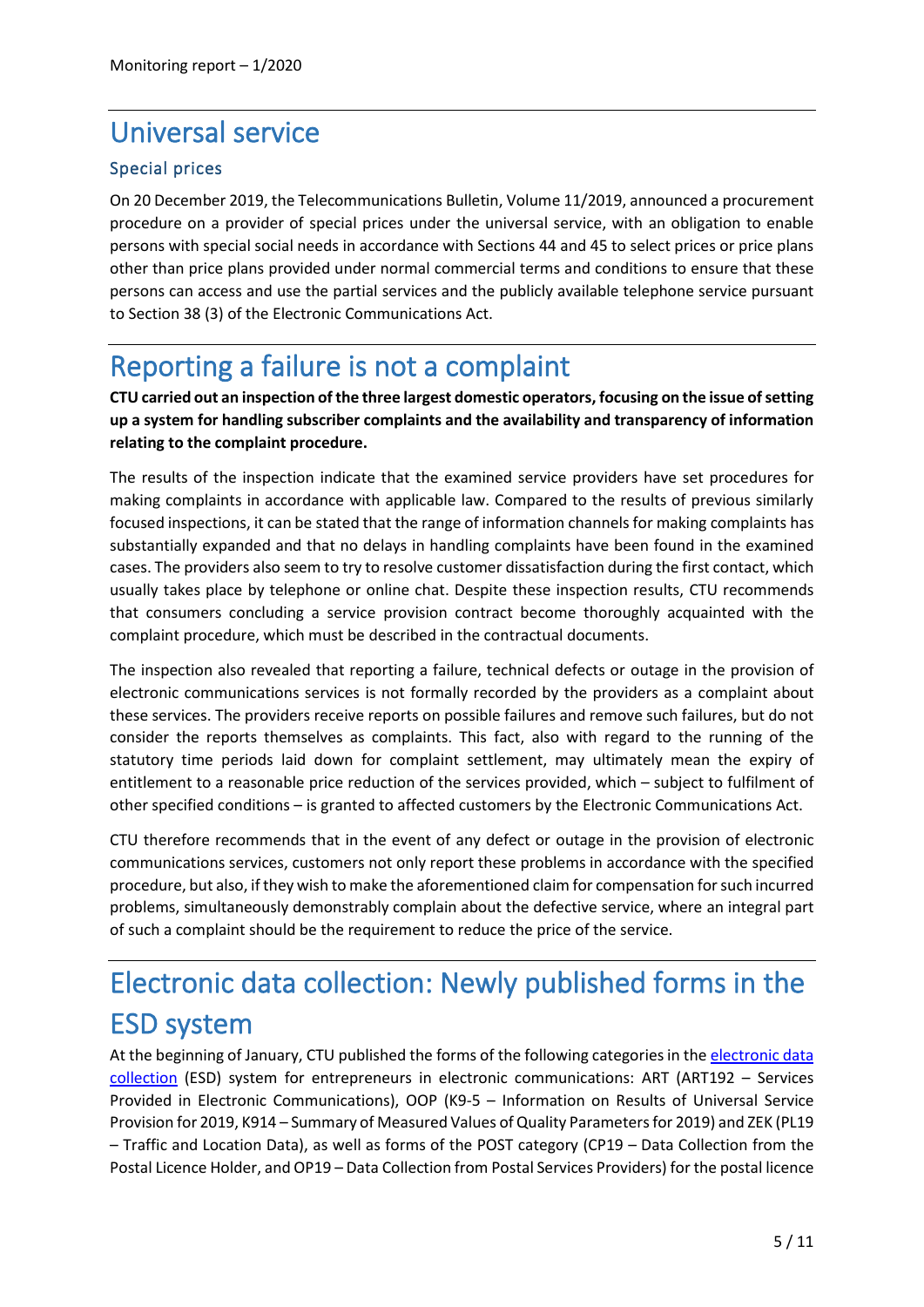# Universal service

## Special prices

On 20 December 2019, the Telecommunications Bulletin, Volume 11/2019, announced a procurement procedure on a provider of special prices under the universal service, with an obligation to enable persons with special social needs in accordance with Sections 44 and 45 to select prices or price plans other than price plans provided under normal commercial terms and conditions to ensure that these persons can access and use the partial services and the publicly available telephone service pursuant to Section 38 (3) of the Electronic Communications Act.

# Reporting a failure is not a complaint

**CTU carried out an inspection of the three largest domestic operators, focusing on the issue of setting up a system for handling subscriber complaints and the availability and transparency of information relating to the complaint procedure.**

The results of the inspection indicate that the examined service providers have set procedures for making complaints in accordance with applicable law. Compared to the results of previous similarly focused inspections, it can be stated that the range of information channels for making complaints has substantially expanded and that no delays in handling complaints have been found in the examined cases. The providers also seem to try to resolve customer dissatisfaction during the first contact, which usually takes place by telephone or online chat. Despite these inspection results, CTU recommends that consumers concluding a service provision contract become thoroughly acquainted with the complaint procedure, which must be described in the contractual documents.

The inspection also revealed that reporting a failure, technical defects or outage in the provision of electronic communications services is not formally recorded by the providers as a complaint about these services. The providers receive reports on possible failures and remove such failures, but do not consider the reports themselves as complaints. This fact, also with regard to the running of the statutory time periods laid down for complaint settlement, may ultimately mean the expiry of entitlement to a reasonable price reduction of the services provided, which – subject to fulfilment of other specified conditions – is granted to affected customers by the Electronic Communications Act.

CTU therefore recommends that in the event of any defect or outage in the provision of electronic communications services, customers not only report these problems in accordance with the specified procedure, but also, if they wish to make the aforementioned claim for compensation for such incurred problems, simultaneously demonstrably complain about the defective service, where an integral part of such a complaint should be the requirement to reduce the price of the service.

# Electronic data collection: Newly published forms in the ESD system

At the beginning of January, CTU published the forms of the following categories in the electronic data collection (ESD) system for entrepreneurs in electronic communications: ART (ART192 – Services Provided in Electronic Communications), OOP (K9-5 – Information on Results of Universal Service Provision for 2019, K914 – Summary of Measured Values of Quality Parameters for 2019) and ZEK (PL19 – Traffic and Location Data), as well as forms of the POST category (CP19 – Data Collection from the Postal Licence Holder, and OP19 – Data Collection from Postal Services Providers) for the postal licence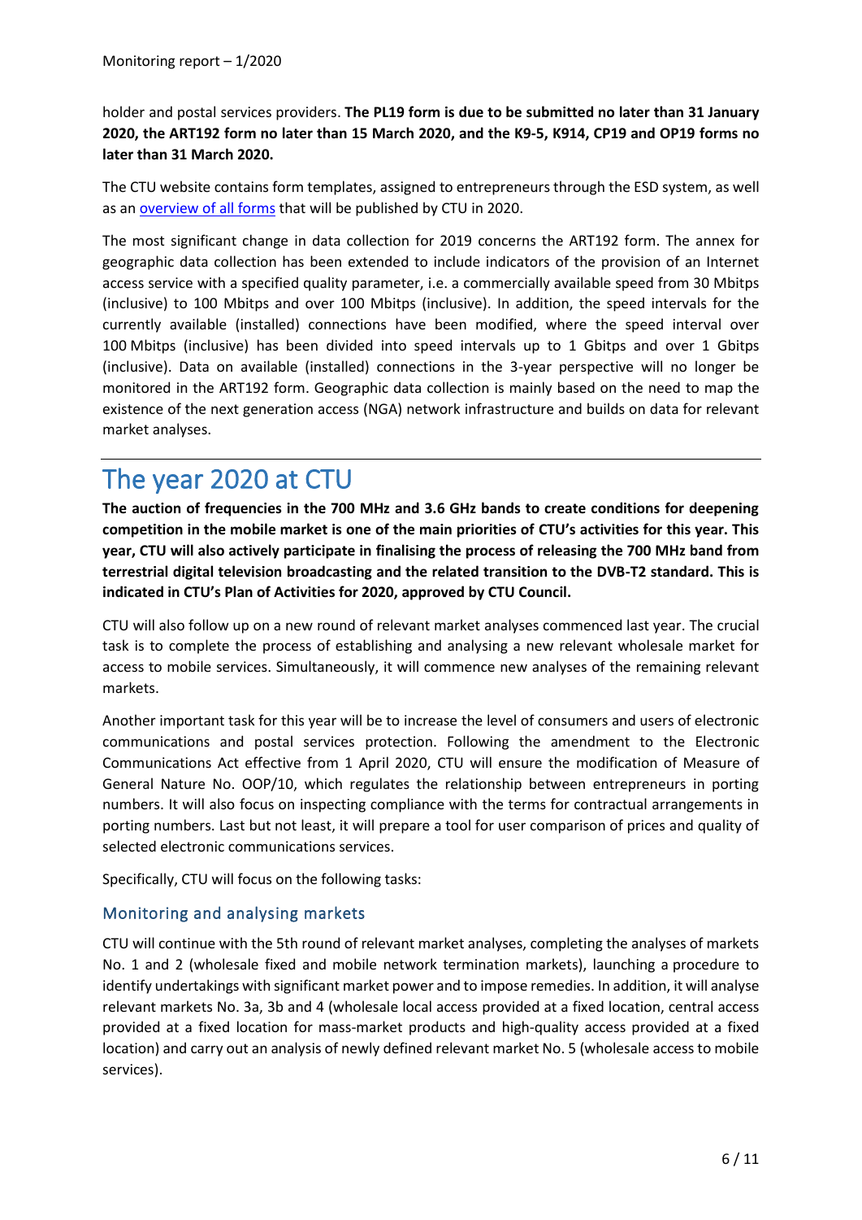holder and postal services providers. **The PL19 form is due to be submitted no later than 31 January 2020, the ART192 form no later than 15 March 2020, and the K9-5, K914, CP19 and OP19 forms no later than 31 March 2020.**

The CTU website contains form templates, assigned to entrepreneurs through the ESD system, as well as an overview of all forms that will be published by CTU in 2020.

The most significant change in data collection for 2019 concerns the ART192 form. The annex for geographic data collection has been extended to include indicators of the provision of an Internet access service with a specified quality parameter, i.e. a commercially available speed from 30 Mbitps (inclusive) to 100 Mbitps and over 100 Mbitps (inclusive). In addition, the speed intervals for the currently available (installed) connections have been modified, where the speed interval over 100 Mbitps (inclusive) has been divided into speed intervals up to 1 Gbitps and over 1 Gbitps (inclusive). Data on available (installed) connections in the 3-year perspective will no longer be monitored in the ART192 form. Geographic data collection is mainly based on the need to map the existence of the next generation access (NGA) network infrastructure and builds on data for relevant market analyses.

# The year 2020 at CTU

**The auction of frequencies in the 700 MHz and 3.6 GHz bands to create conditions for deepening competition in the mobile market is one of the main priorities of CTU's activities for this year. This year, CTU will also actively participate in finalising the process of releasing the 700 MHz band from terrestrial digital television broadcasting and the related transition to the DVB-T2 standard. This is indicated in CTU's Plan of Activities for 2020, approved by CTU Council.**

CTU will also follow up on a new round of relevant market analyses commenced last year. The crucial task is to complete the process of establishing and analysing a new relevant wholesale market for access to mobile services. Simultaneously, it will commence new analyses of the remaining relevant markets.

Another important task for this year will be to increase the level of consumers and users of electronic communications and postal services protection. Following the amendment to the Electronic Communications Act effective from 1 April 2020, CTU will ensure the modification of Measure of General Nature No. OOP/10, which regulates the relationship between entrepreneurs in porting numbers. It will also focus on inspecting compliance with the terms for contractual arrangements in porting numbers. Last but not least, it will prepare a tool for user comparison of prices and quality of selected electronic communications services.

Specifically, CTU will focus on the following tasks:

## Monitoring and analysing markets

CTU will continue with the 5th round of relevant market analyses, completing the analyses of markets No. 1 and 2 (wholesale fixed and mobile network termination markets), launching a procedure to identify undertakings with significant market power and to impose remedies. In addition, it will analyse relevant markets No. 3a, 3b and 4 (wholesale local access provided at a fixed location, central access provided at a fixed location for mass-market products and high-quality access provided at a fixed location) and carry out an analysis of newly defined relevant market No. 5 (wholesale access to mobile services).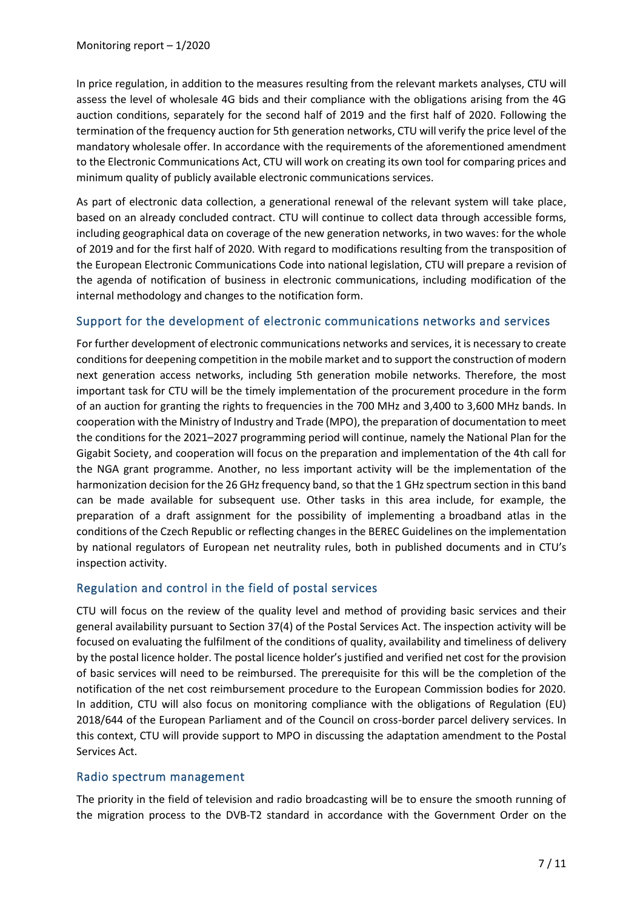In price regulation, in addition to the measures resulting from the relevant markets analyses, CTU will assess the level of wholesale 4G bids and their compliance with the obligations arising from the 4G auction conditions, separately for the second half of 2019 and the first half of 2020. Following the termination of the frequency auction for 5th generation networks, CTU will verify the price level of the mandatory wholesale offer. In accordance with the requirements of the aforementioned amendment to the Electronic Communications Act, CTU will work on creating its own tool for comparing prices and minimum quality of publicly available electronic communications services.

As part of electronic data collection, a generational renewal of the relevant system will take place, based on an already concluded contract. CTU will continue to collect data through accessible forms, including geographical data on coverage of the new generation networks, in two waves: for the whole of 2019 and for the first half of 2020. With regard to modifications resulting from the transposition of the European Electronic Communications Code into national legislation, CTU will prepare a revision of the agenda of notification of business in electronic communications, including modification of the internal methodology and changes to the notification form.

## Support for the development of electronic communications networks and services

For further development of electronic communications networks and services, it is necessary to create conditions for deepening competition in the mobile market and to support the construction of modern next generation access networks, including 5th generation mobile networks. Therefore, the most important task for CTU will be the timely implementation of the procurement procedure in the form of an auction for granting the rights to frequencies in the 700 MHz and 3,400 to 3,600 MHz bands. In cooperation with the Ministry of Industry and Trade (MPO), the preparation of documentation to meet the conditions for the 2021–2027 programming period will continue, namely the National Plan for the Gigabit Society, and cooperation will focus on the preparation and implementation of the 4th call for the NGA grant programme. Another, no less important activity will be the implementation of the harmonization decision for the 26 GHz frequency band, so that the 1 GHz spectrum section in this band can be made available for subsequent use. Other tasks in this area include, for example, the preparation of a draft assignment for the possibility of implementing a broadband atlas in the conditions of the Czech Republic or reflecting changes in the BEREC Guidelines on the implementation by national regulators of European net neutrality rules, both in published documents and in CTU's inspection activity.

## Regulation and control in the field of postal services

CTU will focus on the review of the quality level and method of providing basic services and their general availability pursuant to Section 37(4) of the Postal Services Act. The inspection activity will be focused on evaluating the fulfilment of the conditions of quality, availability and timeliness of delivery by the postal licence holder. The postal licence holder's justified and verified net cost for the provision of basic services will need to be reimbursed. The prerequisite for this will be the completion of the notification of the net cost reimbursement procedure to the European Commission bodies for 2020. In addition, CTU will also focus on monitoring compliance with the obligations of Regulation (EU) 2018/644 of the European Parliament and of the Council on cross-border parcel delivery services. In this context, CTU will provide support to MPO in discussing the adaptation amendment to the Postal Services Act.

## Radio spectrum management

The priority in the field of television and radio broadcasting will be to ensure the smooth running of the migration process to the DVB-T2 standard in accordance with the Government Order on the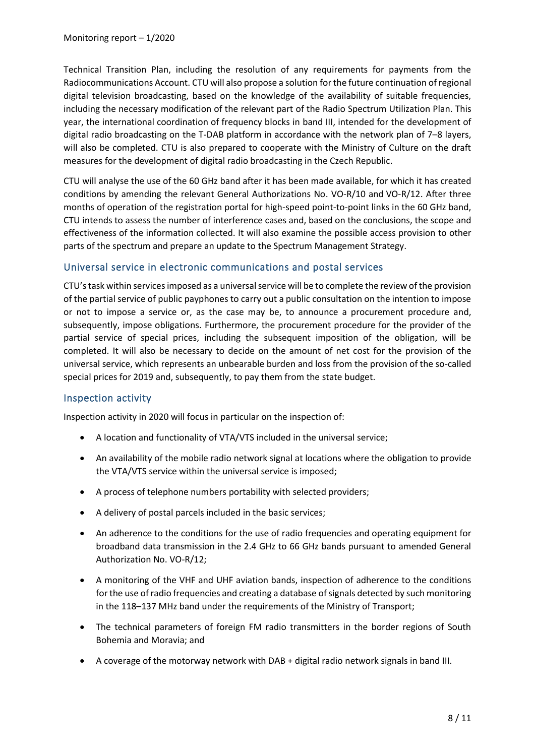Technical Transition Plan, including the resolution of any requirements for payments from the Radiocommunications Account. CTU will also propose a solution for the future continuation of regional digital television broadcasting, based on the knowledge of the availability of suitable frequencies, including the necessary modification of the relevant part of the Radio Spectrum Utilization Plan. This year, the international coordination of frequency blocks in band III, intended for the development of digital radio broadcasting on the T-DAB platform in accordance with the network plan of 7–8 layers, will also be completed. CTU is also prepared to cooperate with the Ministry of Culture on the draft measures for the development of digital radio broadcasting in the Czech Republic.

CTU will analyse the use of the 60 GHz band after it has been made available, for which it has created conditions by amending the relevant General Authorizations No. VO-R/10 and VO-R/12. After three months of operation of the registration portal for high-speed point-to-point links in the 60 GHz band, CTU intends to assess the number of interference cases and, based on the conclusions, the scope and effectiveness of the information collected. It will also examine the possible access provision to other parts of the spectrum and prepare an update to the Spectrum Management Strategy.

## Universal service in electronic communications and postal services

CTU's task within services imposed as a universal service will be to complete the review of the provision of the partial service of public payphones to carry out a public consultation on the intention to impose or not to impose a service or, as the case may be, to announce a procurement procedure and, subsequently, impose obligations. Furthermore, the procurement procedure for the provider of the partial service of special prices, including the subsequent imposition of the obligation, will be completed. It will also be necessary to decide on the amount of net cost for the provision of the universal service, which represents an unbearable burden and loss from the provision of the so-called special prices for 2019 and, subsequently, to pay them from the state budget.

## Inspection activity

Inspection activity in 2020 will focus in particular on the inspection of:

- A location and functionality of VTA/VTS included in the universal service;
- An availability of the mobile radio network signal at locations where the obligation to provide the VTA/VTS service within the universal service is imposed;
- A process of telephone numbers portability with selected providers;
- A delivery of postal parcels included in the basic services;
- An adherence to the conditions for the use of radio frequencies and operating equipment for broadband data transmission in the 2.4 GHz to 66 GHz bands pursuant to amended General Authorization No. VO-R/12;
- A monitoring of the VHF and UHF aviation bands, inspection of adherence to the conditions for the use of radio frequencies and creating a database of signals detected by such monitoring in the 118–137 MHz band under the requirements of the Ministry of Transport;
- The technical parameters of foreign FM radio transmitters in the border regions of South Bohemia and Moravia; and
- A coverage of the motorway network with DAB + digital radio network signals in band III.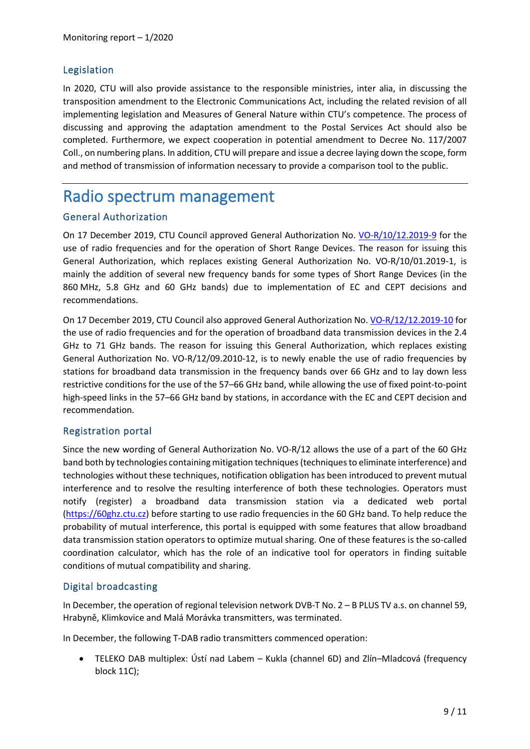## Legislation

In 2020, CTU will also provide assistance to the responsible ministries, inter alia, in discussing the transposition amendment to the Electronic Communications Act, including the related revision of all implementing legislation and Measures of General Nature within CTU's competence. The process of discussing and approving the adaptation amendment to the Postal Services Act should also be completed. Furthermore, we expect cooperation in potential amendment to Decree No. 117/2007 Coll., on numbering plans. In addition, CTU will prepare and issue a decree laying down the scope, form and method of transmission of information necessary to provide a comparison tool to the public.

# Radio spectrum management

## General Authorization

On 17 December 2019, CTU Council approved General Authorization No. VO-R/10/12.2019-9 for the use of radio frequencies and for the operation of Short Range Devices. The reason for issuing this General Authorization, which replaces existing General Authorization No. VO-R/10/01.2019-1, is mainly the addition of several new frequency bands for some types of Short Range Devices (in the 860 MHz, 5.8 GHz and 60 GHz bands) due to implementation of EC and CEPT decisions and recommendations.

On 17 December 2019, CTU Council also approved General Authorization No. VO-R/12/12.2019-10 for the use of radio frequencies and for the operation of broadband data transmission devices in the 2.4 GHz to 71 GHz bands. The reason for issuing this General Authorization, which replaces existing General Authorization No. VO-R/12/09.2010-12, is to newly enable the use of radio frequencies by stations for broadband data transmission in the frequency bands over 66 GHz and to lay down less restrictive conditions for the use of the 57–66 GHz band, while allowing the use of fixed point-to-point high-speed links in the 57–66 GHz band by stations, in accordance with the EC and CEPT decision and recommendation.

## Registration portal

Since the new wording of General Authorization No. VO-R/12 allows the use of a part of the 60 GHz band both by technologies containing mitigation techniques (techniques to eliminate interference) and technologies without these techniques, notification obligation has been introduced to prevent mutual interference and to resolve the resulting interference of both these technologies. Operators must notify (register) a broadband data transmission station via a dedicated web portal (https://60ghz.ctu.cz) before starting to use radio frequencies in the 60 GHz band. To help reduce the probability of mutual interference, this portal is equipped with some features that allow broadband data transmission station operators to optimize mutual sharing. One of these features is the so-called coordination calculator, which has the role of an indicative tool for operators in finding suitable conditions of mutual compatibility and sharing.

## Digital broadcasting

In December, the operation of regional television network DVB-T No. 2 – B PLUS TV a.s. on channel 59, Hrabyně, Klimkovice and Malá Morávka transmitters, was terminated.

In December, the following T-DAB radio transmitters commenced operation:

- TELEKO DAB multiplex: Ústí nad Labem – Kukla (channel 6D) and Zlín–Mladcová (frequency block 11C);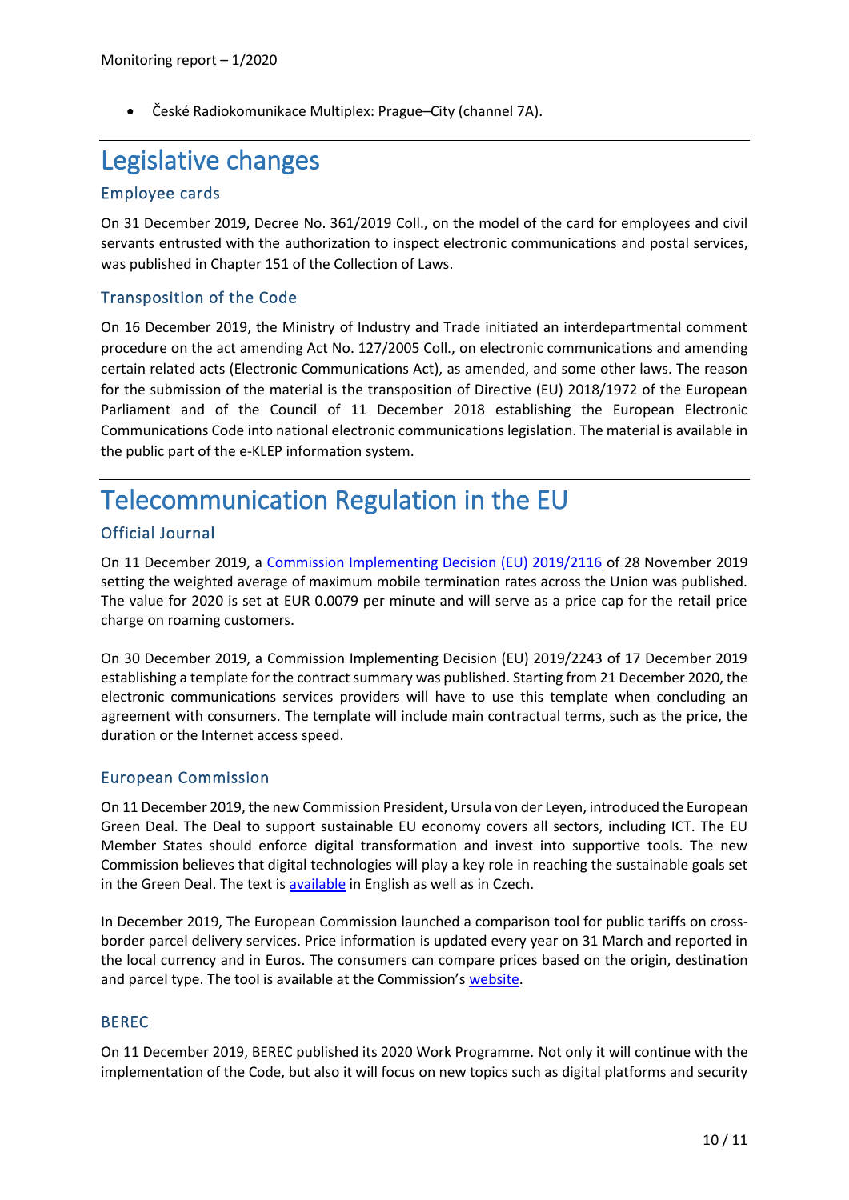- České Radiokomunikace Multiplex: Prague–City (channel 7A).

# Legislative changes

## Employee cards

On 31 December 2019, Decree No. 361/2019 Coll., on the model of the card for employees and civil servants entrusted with the authorization to inspect electronic communications and postal services, was published in Chapter 151 of the Collection of Laws.

## Transposition of the Code

On 16 December 2019, the Ministry of Industry and Trade initiated an interdepartmental comment procedure on the act amending Act No. 127/2005 Coll., on electronic communications and amending certain related acts (Electronic Communications Act), as amended, and some other laws. The reason for the submission of the material is the transposition of Directive (EU) 2018/1972 of the European Parliament and of the Council of 11 December 2018 establishing the European Electronic Communications Code into national electronic communications legislation. The material is available in the public part of the e-KLEP information system.

# Telecommunication Regulation in the EU

## Official Journal

On 11 December 2019, a Commission Implementing Decision (EU) 2019/2116 of 28 November 2019 setting the weighted average of maximum mobile termination rates across the Union was published. The value for 2020 is set at EUR 0.0079 per minute and will serve as a price cap for the retail price charge on roaming customers.

On 30 December 2019, a Commission Implementing Decision (EU) 2019/2243 of 17 December 2019 establishing a template for the contract summary was published. Starting from 21 December 2020, the electronic communications services providers will have to use this template when concluding an agreement with consumers. The template will include main contractual terms, such as the price, the duration or the Internet access speed.

## European Commission

On 11 December 2019, the new Commission President, Ursula von der Leyen, introduced the European Green Deal. The Deal to support sustainable EU economy covers all sectors, including ICT. The EU Member States should enforce digital transformation and invest into supportive tools. The new Commission believes that digital technologies will play a key role in reaching the sustainable goals set in the Green Deal. The text is available in English as well as in Czech.

In December 2019, The European Commission launched a comparison tool for public tariffs on cross-border parcel delivery services. Price information is updated every year on 31 March and reported in the local currency and in Euros. The consumers can compare prices based on the origin, destination and parcel type. The tool is available at the Commission's website.

## BEREC

On 11 December 2019, BEREC published its 2020 Work Programme. Not only it will continue with the implementation of the Code, but also it will focus on new topics such as digital platforms and security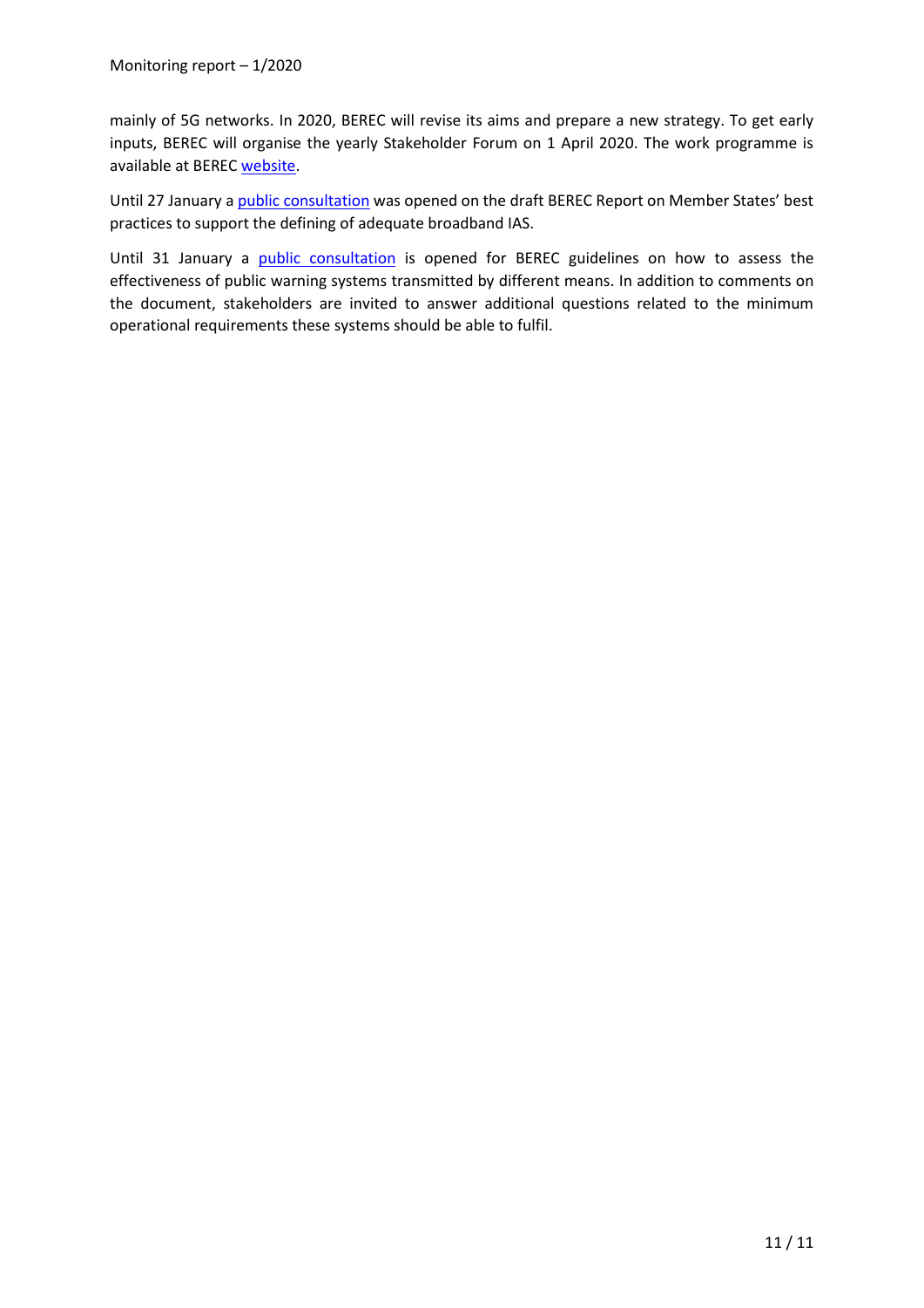mainly of 5G networks. In 2020, BEREC will revise its aims and prepare a new strategy. To get early inputs, BEREC will organise the yearly Stakeholder Forum on 1 April 2020. The work programme is available at BEREC website.

Until 27 January a public consultation was opened on the draft BEREC Report on Member States' best practices to support the defining of adequate broadband IAS.

Until 31 January a public consultation is opened for BEREC guidelines on how to assess the effectiveness of public warning systems transmitted by different means. In addition to comments on the document, stakeholders are invited to answer additional questions related to the minimum operational requirements these systems should be able to fulfil.